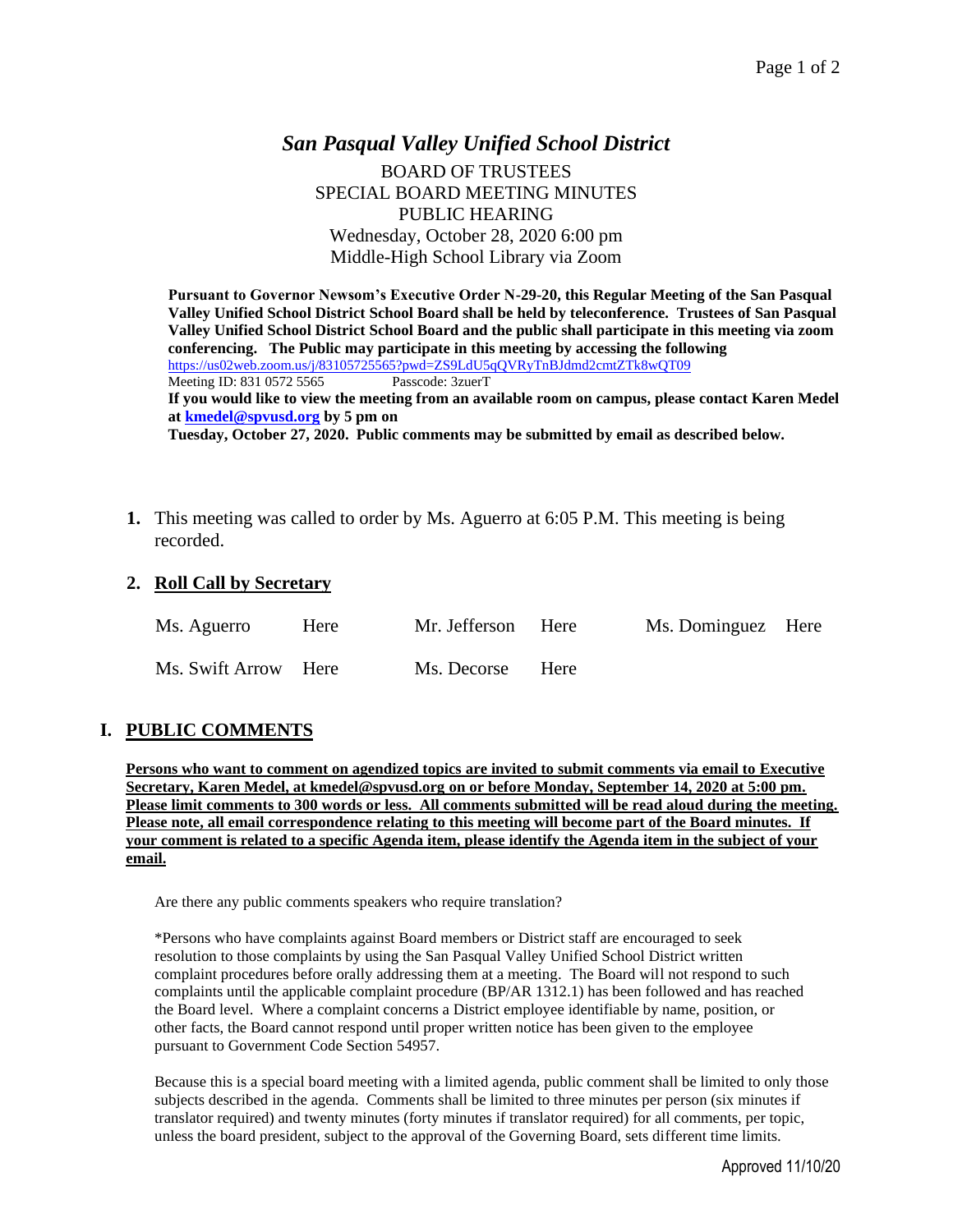# *San Pasqual Valley Unified School District*

BOARD OF TRUSTEES
SPECIAL BOARD MEETING MINUTES
PUBLIC HEARING
Wednesday, October 28, 2020 6:00 pm
Middle-High School Library via Zoom

**Pursuant to Governor Newsom's Executive Order N-29-20, this Regular Meeting of the San Pasqual Valley Unified School District School Board shall be held by teleconference. Trustees of San Pasqual Valley Unified School District School Board and the public shall participate in this meeting via zoom conferencing. The Public may participate in this meeting by accessing the following**
https://us02web.zoom.us/j/83105725565?pwd=ZS9LdU5qQVRyTnBJdmd2cmtZTk8wQT09
Meeting ID: 831 0572 5565 Passcode: 3zuerT
**If you would like to view the meeting from an available room on campus, please contact Karen Medel at kmedel@spvusd.org by 5 pm on**
**Tuesday, October 27, 2020. Public comments may be submitted by email as described below.**

**1.** This meeting was called to order by Ms. Aguerro at 6:05 P.M. This meeting is being recorded.

**2. Roll Call by Secretary**

| | | | | | |
|---|---|---|---|---|---|
| Ms. Aguerro | Here | Mr. Jefferson | Here | Ms. Dominguez | Here |
| Ms. Swift Arrow | Here | Ms. Decorse | Here | | |

## I. PUBLIC COMMENTS

**Persons who want to comment on agendized topics are invited to submit comments via email to Executive Secretary, Karen Medel, at kmedel@spvusd.org on or before Monday, September 14, 2020 at 5:00 pm. Please limit comments to 300 words or less. All comments submitted will be read aloud during the meeting. Please note, all email correspondence relating to this meeting will become part of the Board minutes. If your comment is related to a specific Agenda item, please identify the Agenda item in the subject of your email.**

Are there any public comments speakers who require translation?

*Persons who have complaints against Board members or District staff are encouraged to seek resolution to those complaints by using the San Pasqual Valley Unified School District written complaint procedures before orally addressing them at a meeting. The Board will not respond to such complaints until the applicable complaint procedure (BP/AR 1312.1) has been followed and has reached the Board level. Where a complaint concerns a District employee identifiable by name, position, or other facts, the Board cannot respond until proper written notice has been given to the employee pursuant to Government Code Section 54957.

Because this is a special board meeting with a limited agenda, public comment shall be limited to only those subjects described in the agenda. Comments shall be limited to three minutes per person (six minutes if translator required) and twenty minutes (forty minutes if translator required) for all comments, per topic, unless the board president, subject to the approval of the Governing Board, sets different time limits.

Approved 11/10/20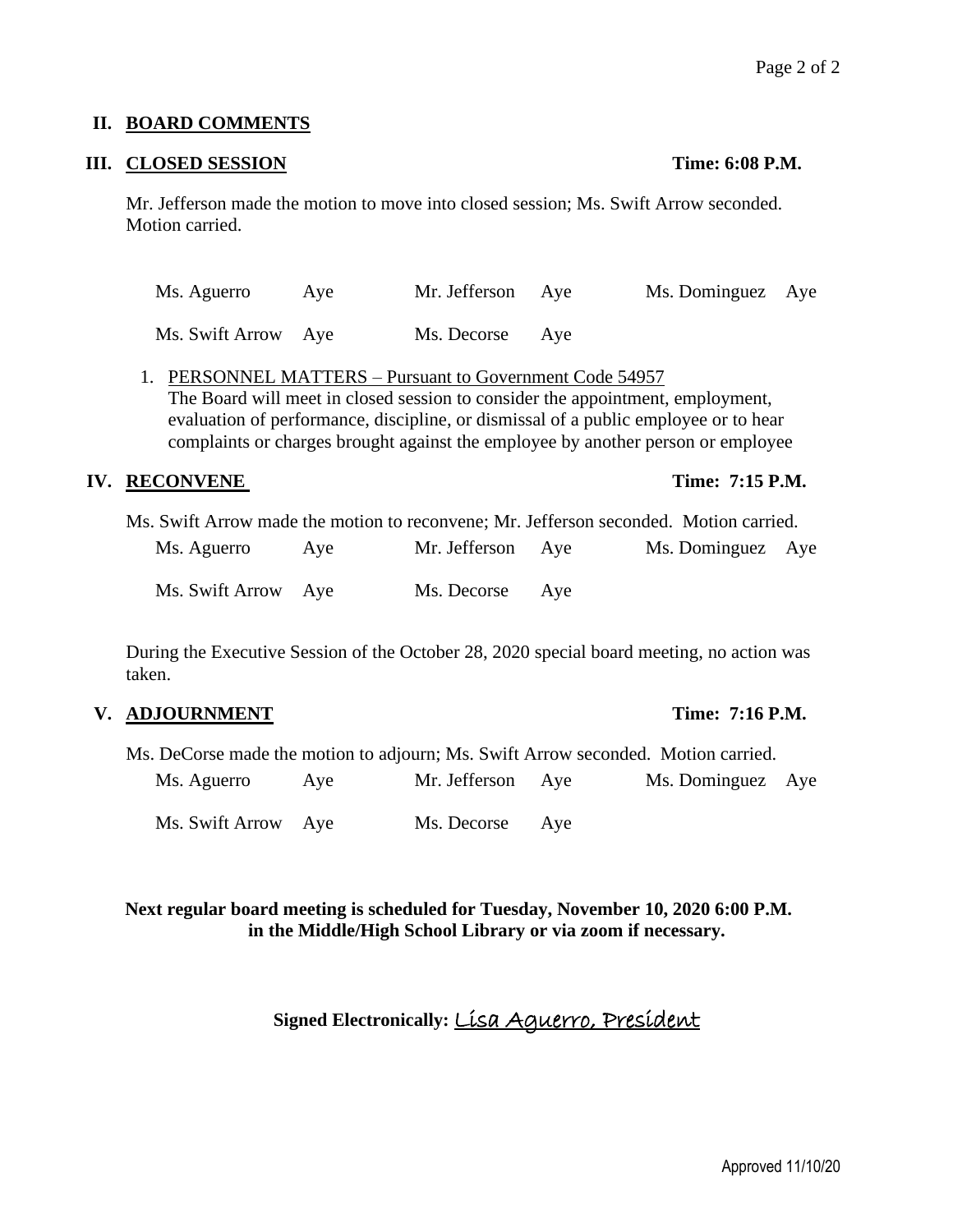## II. BOARD COMMENTS

## III. CLOSED SESSION **Time: 6:08 P.M.**

Mr. Jefferson made the motion to move into closed session; Ms. Swift Arrow seconded. Motion carried.

| | | | | | |
|---|---|---|---|---|---|
| Ms. Aguerro | Aye | Mr. Jefferson | Aye | Ms. Dominguez | Aye |
| Ms. Swift Arrow | Aye | Ms. Decorse | Aye | | |

1. PERSONNEL MATTERS – Pursuant to Government Code 54957
   The Board will meet in closed session to consider the appointment, employment, evaluation of performance, discipline, or dismissal of a public employee or to hear complaints or charges brought against the employee by another person or employee

## IV. RECONVENE **Time: 7:15 P.M.**

Ms. Swift Arrow made the motion to reconvene; Mr. Jefferson seconded. Motion carried.

| | | | | | |
|---|---|---|---|---|---|
| Ms. Aguerro | Aye | Mr. Jefferson | Aye | Ms. Dominguez | Aye |
| Ms. Swift Arrow | Aye | Ms. Decorse | Aye | | |

During the Executive Session of the October 28, 2020 special board meeting, no action was taken.

## V. ADJOURNMENT **Time: 7:16 P.M.**

Ms. DeCorse made the motion to adjourn; Ms. Swift Arrow seconded. Motion carried.

| | | | | | |
|---|---|---|---|---|---|
| Ms. Aguerro | Aye | Mr. Jefferson | Aye | Ms. Dominguez | Aye |
| Ms. Swift Arrow | Aye | Ms. Decorse | Aye | | |

**Next regular board meeting is scheduled for Tuesday, November 10, 2020 6:00 P.M. in the Middle/High School Library or via zoom if necessary.**

**Signed Electronically:** Lisa Aguerro, President

Approved 11/10/20